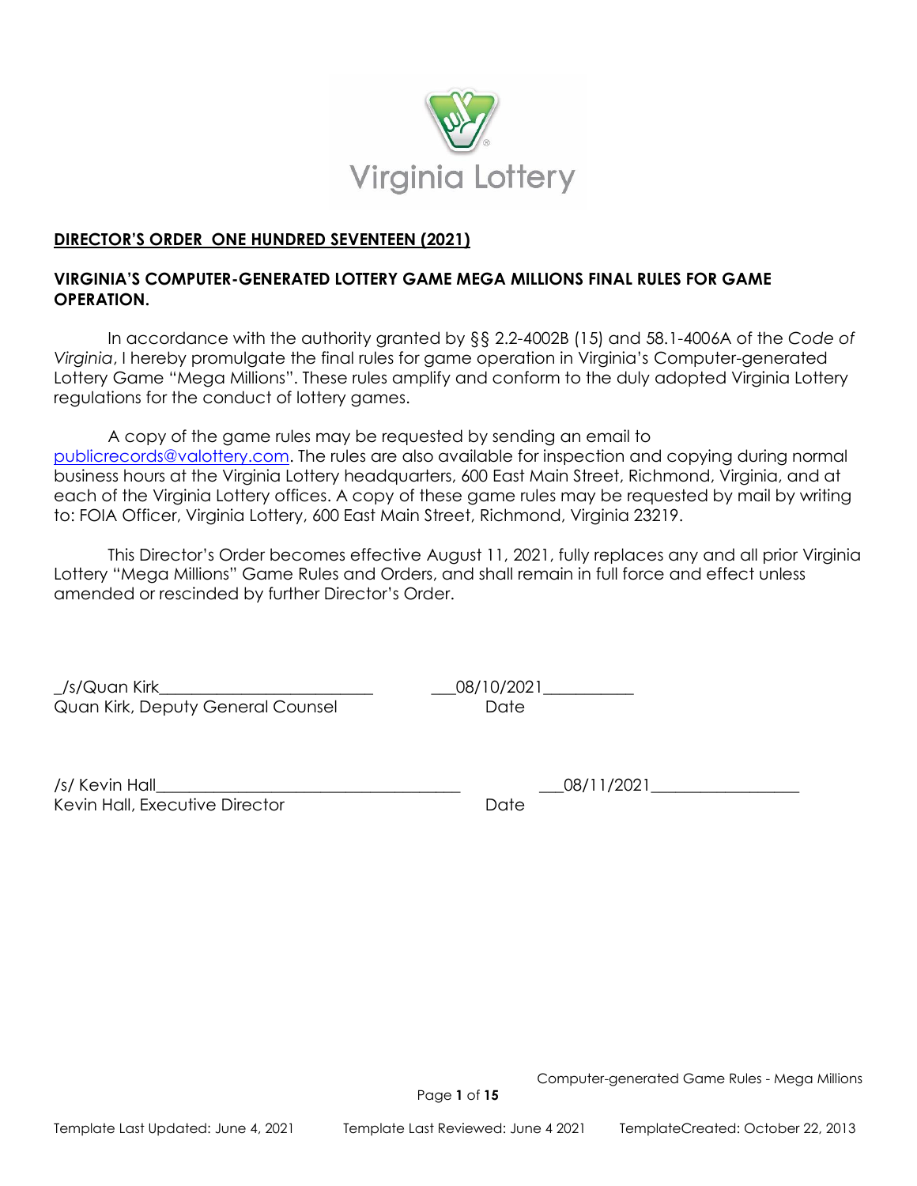Virginia Lottery

**DIRECTOR'S ORDER ONE HUNDRED SEVENTEEN (2021)**

**VIRGINIA'S COMPUTER-GENERATED LOTTERY GAME MEGA MILLIONS FINAL RULES FOR GAME OPERATION.**

In accordance with the authority granted by §§ 2.2-4002B (15) and 58.1-4006A of the *Code of Virginia*, I hereby promulgate the final rules for game operation in Virginia's Computer-generated Lottery Game "Mega Millions". These rules amplify and conform to the duly adopted Virginia Lottery regulations for the conduct of lottery games.

A copy of the game rules may be requested by sending an email to publicrecords@valottery.com. The rules are also available for inspection and copying during normal business hours at the Virginia Lottery headquarters, 600 East Main Street, Richmond, Virginia, and at each of the Virginia Lottery offices. A copy of these game rules may be requested by mail by writing to: FOIA Officer, Virginia Lottery, 600 East Main Street, Richmond, Virginia 23219.

This Director's Order becomes effective August 11, 2021, fully replaces any and all prior Virginia Lottery "Mega Millions" Game Rules and Orders, and shall remain in full force and effect unless amended or rescinded by further Director's Order.

_/s/Quan Kirk_________________________ ___08/10/2021___________
Quan Kirk, Deputy General Counsel Date

/s/ Kevin Hall_____________________________________ ___08/11/2021__________________
Kevin Hall, Executive Director Date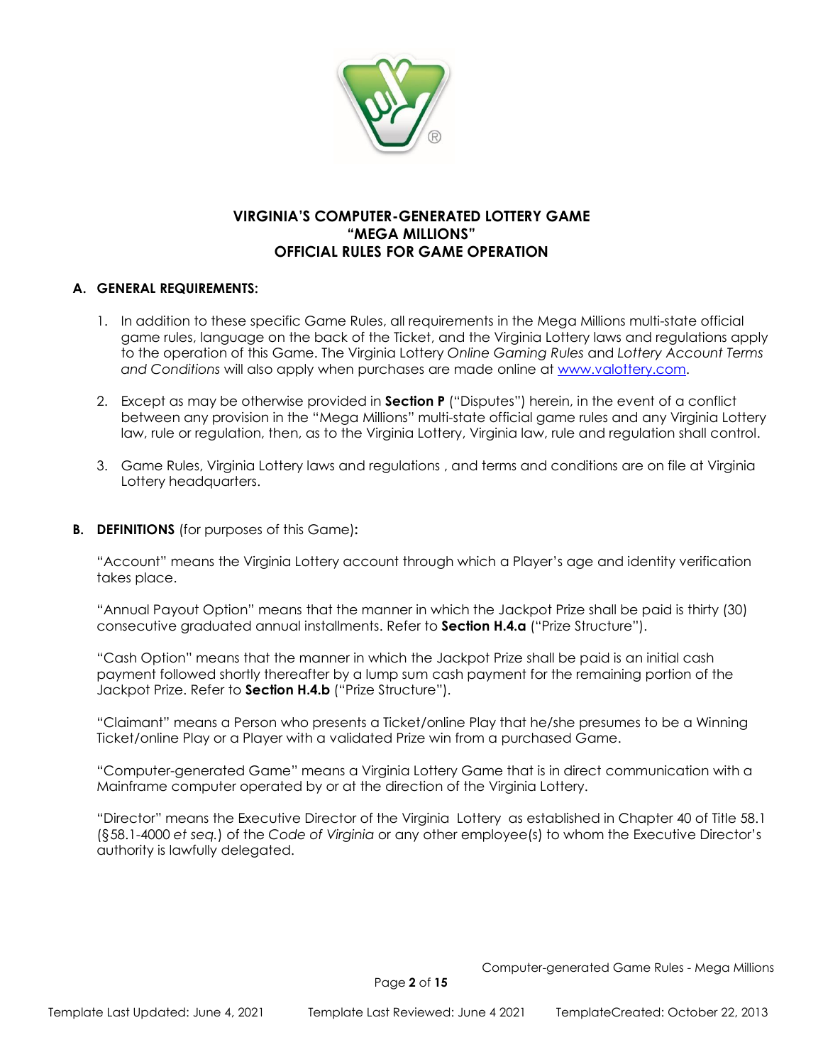**VIRGINIA'S COMPUTER-GENERATED LOTTERY GAME**
**"MEGA MILLIONS"**
**OFFICIAL RULES FOR GAME OPERATION**

## A. GENERAL REQUIREMENTS:

1. In addition to these specific Game Rules, all requirements in the Mega Millions multi-state official game rules, language on the back of the Ticket, and the Virginia Lottery laws and regulations apply to the operation of this Game. The Virginia Lottery *Online Gaming Rules* and *Lottery Account Terms and Conditions* will also apply when purchases are made online at www.valottery.com.

2. Except as may be otherwise provided in **Section P** ("Disputes") herein, in the event of a conflict between any provision in the "Mega Millions" multi-state official game rules and any Virginia Lottery law, rule or regulation, then, as to the Virginia Lottery, Virginia law, rule and regulation shall control.

3. Game Rules, Virginia Lottery laws and regulations , and terms and conditions are on file at Virginia Lottery headquarters.

## B. DEFINITIONS (for purposes of this Game):

"Account" means the Virginia Lottery account through which a Player's age and identity verification takes place.

"Annual Payout Option" means that the manner in which the Jackpot Prize shall be paid is thirty (30) consecutive graduated annual installments. Refer to **Section H.4.a** ("Prize Structure").

"Cash Option" means that the manner in which the Jackpot Prize shall be paid is an initial cash payment followed shortly thereafter by a lump sum cash payment for the remaining portion of the Jackpot Prize. Refer to **Section H.4.b** ("Prize Structure").

"Claimant" means a Person who presents a Ticket/online Play that he/she presumes to be a Winning Ticket/online Play or a Player with a validated Prize win from a purchased Game.

"Computer-generated Game" means a Virginia Lottery Game that is in direct communication with a Mainframe computer operated by or at the direction of the Virginia Lottery.

"Director" means the Executive Director of the Virginia Lottery as established in Chapter 40 of Title 58.1 (§58.1-4000 *et seq.*) of the *Code of Virginia* or any other employee(s) to whom the Executive Director's authority is lawfully delegated.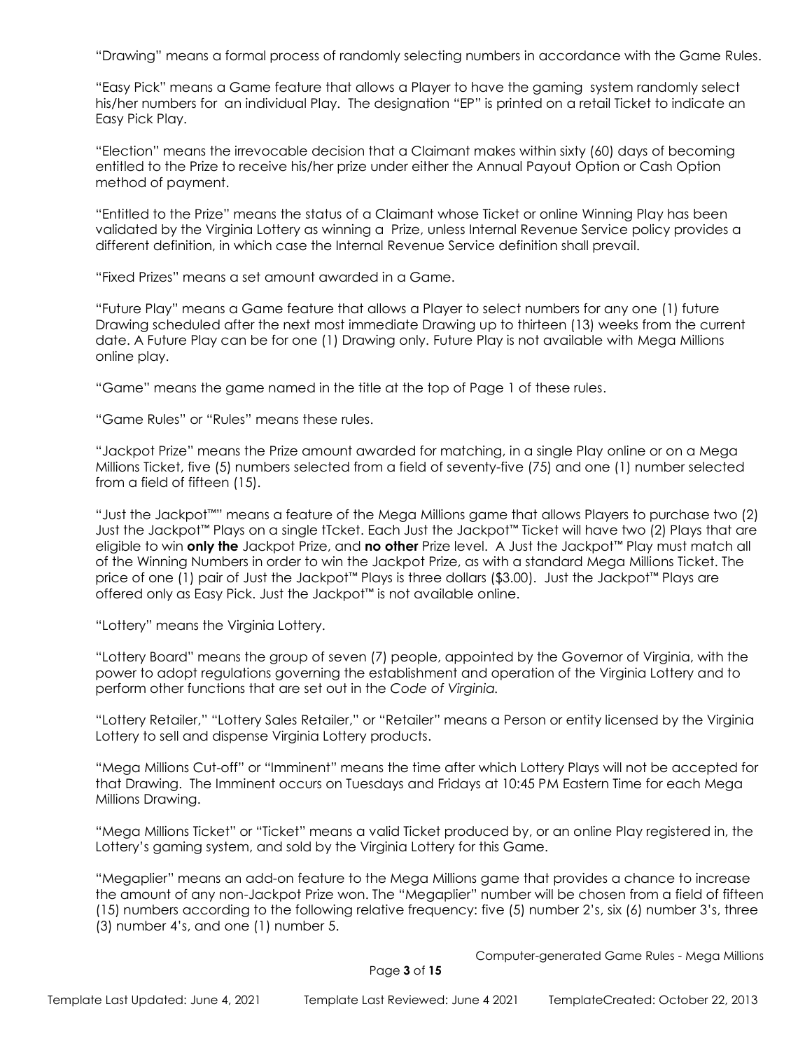"Drawing" means a formal process of randomly selecting numbers in accordance with the Game Rules.

"Easy Pick" means a Game feature that allows a Player to have the gaming system randomly select his/her numbers for an individual Play. The designation "EP" is printed on a retail Ticket to indicate an Easy Pick Play.

"Election" means the irrevocable decision that a Claimant makes within sixty (60) days of becoming entitled to the Prize to receive his/her prize under either the Annual Payout Option or Cash Option method of payment.

"Entitled to the Prize" means the status of a Claimant whose Ticket or online Winning Play has been validated by the Virginia Lottery as winning a Prize, unless Internal Revenue Service policy provides a different definition, in which case the Internal Revenue Service definition shall prevail.

"Fixed Prizes" means a set amount awarded in a Game.

"Future Play" means a Game feature that allows a Player to select numbers for any one (1) future Drawing scheduled after the next most immediate Drawing up to thirteen (13) weeks from the current date. A Future Play can be for one (1) Drawing only. Future Play is not available with Mega Millions online play.

"Game" means the game named in the title at the top of Page 1 of these rules.

"Game Rules" or "Rules" means these rules.

"Jackpot Prize" means the Prize amount awarded for matching, in a single Play online or on a Mega Millions Ticket, five (5) numbers selected from a field of seventy-five (75) and one (1) number selected from a field of fifteen (15).

"Just the Jackpot™" means a feature of the Mega Millions game that allows Players to purchase two (2) Just the Jackpot™ Plays on a single tTcket. Each Just the Jackpot™ Ticket will have two (2) Plays that are eligible to win **only the** Jackpot Prize, and **no other** Prize level. A Just the Jackpot™ Play must match all of the Winning Numbers in order to win the Jackpot Prize, as with a standard Mega Millions Ticket. The price of one (1) pair of Just the Jackpot™ Plays is three dollars ($3.00). Just the Jackpot™ Plays are offered only as Easy Pick. Just the Jackpot™ is not available online.

"Lottery" means the Virginia Lottery.

"Lottery Board" means the group of seven (7) people, appointed by the Governor of Virginia, with the power to adopt regulations governing the establishment and operation of the Virginia Lottery and to perform other functions that are set out in the *Code of Virginia.*

"Lottery Retailer," "Lottery Sales Retailer," or "Retailer" means a Person or entity licensed by the Virginia Lottery to sell and dispense Virginia Lottery products.

"Mega Millions Cut-off" or "Imminent" means the time after which Lottery Plays will not be accepted for that Drawing. The Imminent occurs on Tuesdays and Fridays at 10:45 PM Eastern Time for each Mega Millions Drawing.

"Mega Millions Ticket" or "Ticket" means a valid Ticket produced by, or an online Play registered in, the Lottery's gaming system, and sold by the Virginia Lottery for this Game.

"Megaplier" means an add-on feature to the Mega Millions game that provides a chance to increase the amount of any non-Jackpot Prize won. The "Megaplier" number will be chosen from a field of fifteen (15) numbers according to the following relative frequency: five (5) number 2's, six (6) number 3's, three (3) number 4's, and one (1) number 5.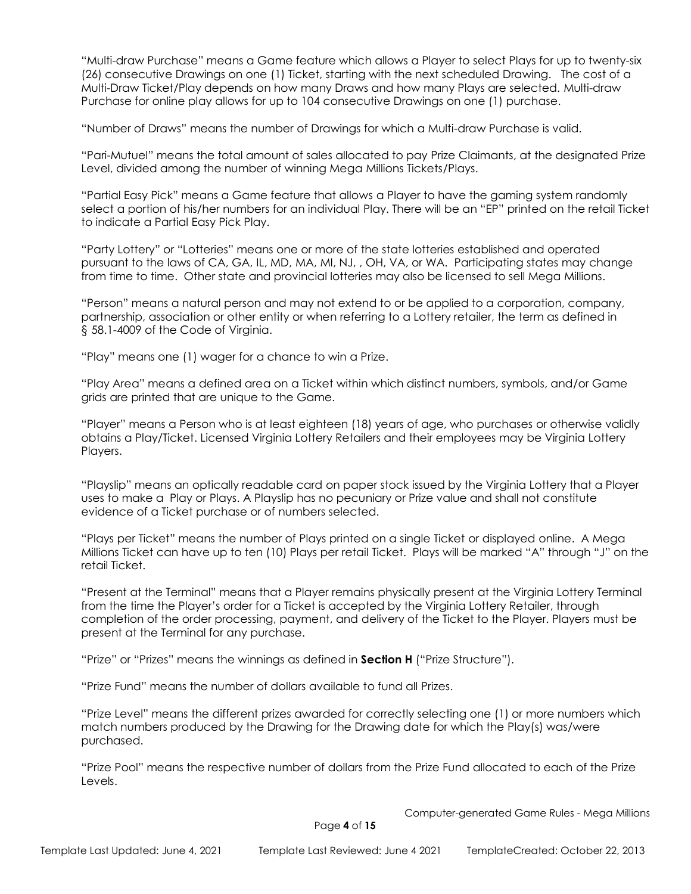“Multi-draw Purchase” means a Game feature which allows a Player to select Plays for up to twenty-six (26) consecutive Drawings on one (1) Ticket, starting with the next scheduled Drawing. The cost of a Multi-Draw Ticket/Play depends on how many Draws and how many Plays are selected. Multi-draw Purchase for online play allows for up to 104 consecutive Drawings on one (1) purchase.

“Number of Draws” means the number of Drawings for which a Multi-draw Purchase is valid.

“Pari-Mutuel” means the total amount of sales allocated to pay Prize Claimants, at the designated Prize Level, divided among the number of winning Mega Millions Tickets/Plays.

“Partial Easy Pick” means a Game feature that allows a Player to have the gaming system randomly select a portion of his/her numbers for an individual Play. There will be an “EP” printed on the retail Ticket to indicate a Partial Easy Pick Play.

“Party Lottery” or “Lotteries” means one or more of the state lotteries established and operated pursuant to the laws of CA, GA, IL, MD, MA, MI, NJ, , OH, VA, or WA. Participating states may change from time to time. Other state and provincial lotteries may also be licensed to sell Mega Millions.

“Person” means a natural person and may not extend to or be applied to a corporation, company, partnership, association or other entity or when referring to a Lottery retailer, the term as defined in § 58.1-4009 of the Code of Virginia.

“Play” means one (1) wager for a chance to win a Prize.

“Play Area” means a defined area on a Ticket within which distinct numbers, symbols, and/or Game grids are printed that are unique to the Game.

“Player” means a Person who is at least eighteen (18) years of age, who purchases or otherwise validly obtains a Play/Ticket. Licensed Virginia Lottery Retailers and their employees may be Virginia Lottery Players.

“Playslip” means an optically readable card on paper stock issued by the Virginia Lottery that a Player uses to make a Play or Plays. A Playslip has no pecuniary or Prize value and shall not constitute evidence of a Ticket purchase or of numbers selected.

“Plays per Ticket” means the number of Plays printed on a single Ticket or displayed online. A Mega Millions Ticket can have up to ten (10) Plays per retail Ticket. Plays will be marked “A” through “J” on the retail Ticket.

“Present at the Terminal” means that a Player remains physically present at the Virginia Lottery Terminal from the time the Player’s order for a Ticket is accepted by the Virginia Lottery Retailer, through completion of the order processing, payment, and delivery of the Ticket to the Player. Players must be present at the Terminal for any purchase.

“Prize” or “Prizes” means the winnings as defined in **Section H** (“Prize Structure”).

“Prize Fund” means the number of dollars available to fund all Prizes.

“Prize Level” means the different prizes awarded for correctly selecting one (1) or more numbers which match numbers produced by the Drawing for the Drawing date for which the Play(s) was/were purchased.

“Prize Pool” means the respective number of dollars from the Prize Fund allocated to each of the Prize Levels.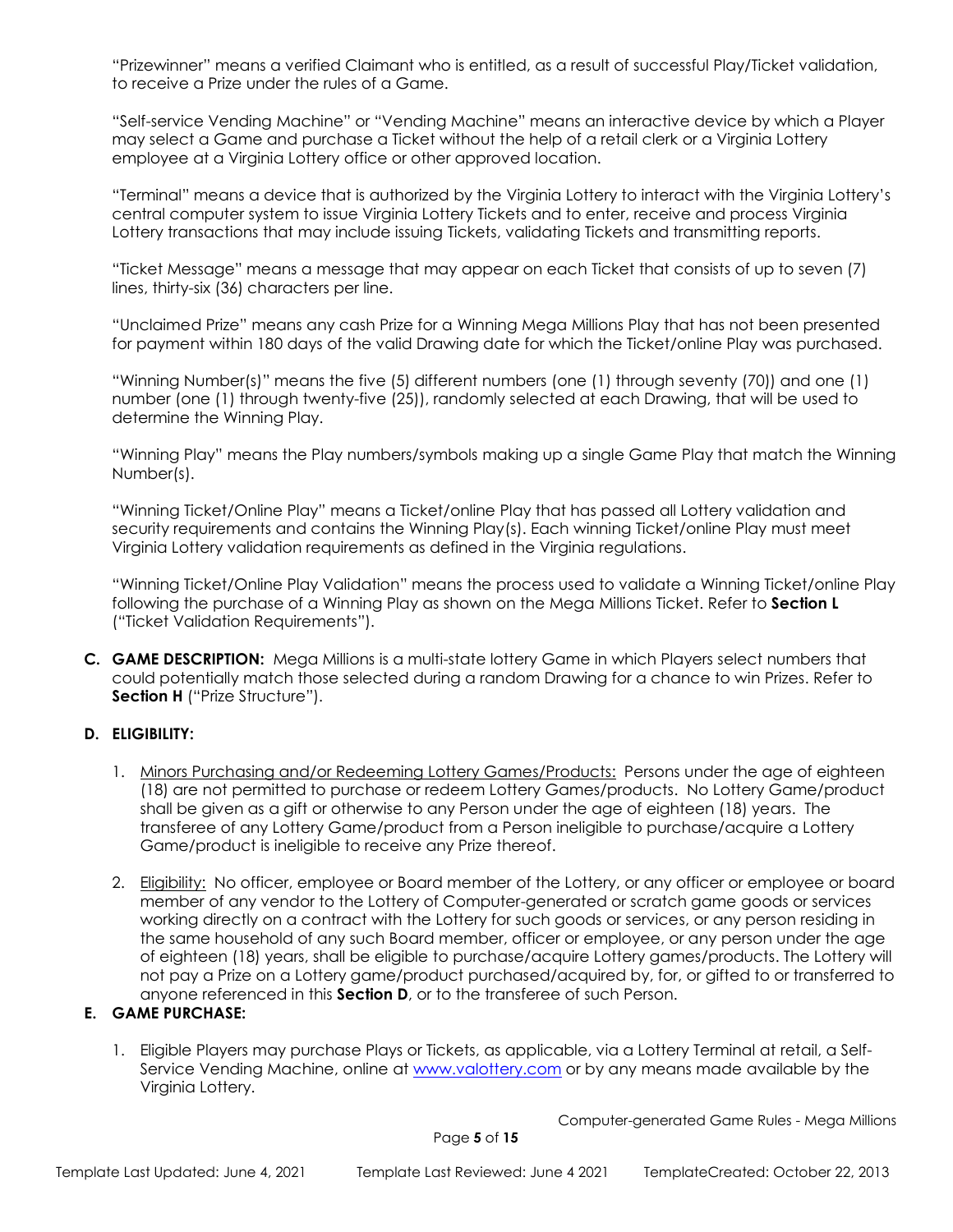"Prizewinner" means a verified Claimant who is entitled, as a result of successful Play/Ticket validation, to receive a Prize under the rules of a Game.

"Self-service Vending Machine" or "Vending Machine" means an interactive device by which a Player may select a Game and purchase a Ticket without the help of a retail clerk or a Virginia Lottery employee at a Virginia Lottery office or other approved location.

"Terminal" means a device that is authorized by the Virginia Lottery to interact with the Virginia Lottery's central computer system to issue Virginia Lottery Tickets and to enter, receive and process Virginia Lottery transactions that may include issuing Tickets, validating Tickets and transmitting reports.

"Ticket Message" means a message that may appear on each Ticket that consists of up to seven (7) lines, thirty-six (36) characters per line.

"Unclaimed Prize" means any cash Prize for a Winning Mega Millions Play that has not been presented for payment within 180 days of the valid Drawing date for which the Ticket/online Play was purchased.

"Winning Number(s)" means the five (5) different numbers (one (1) through seventy (70)) and one (1) number (one (1) through twenty-five (25)), randomly selected at each Drawing, that will be used to determine the Winning Play.

"Winning Play" means the Play numbers/symbols making up a single Game Play that match the Winning Number(s).

"Winning Ticket/Online Play" means a Ticket/online Play that has passed all Lottery validation and security requirements and contains the Winning Play(s). Each winning Ticket/online Play must meet Virginia Lottery validation requirements as defined in the Virginia regulations.

"Winning Ticket/Online Play Validation" means the process used to validate a Winning Ticket/online Play following the purchase of a Winning Play as shown on the Mega Millions Ticket. Refer to **Section L** ("Ticket Validation Requirements").

**C. GAME DESCRIPTION:** Mega Millions is a multi-state lottery Game in which Players select numbers that could potentially match those selected during a random Drawing for a chance to win Prizes. Refer to **Section H** ("Prize Structure").

**D. ELIGIBILITY:**

1. Minors Purchasing and/or Redeeming Lottery Games/Products: Persons under the age of eighteen (18) are not permitted to purchase or redeem Lottery Games/products. No Lottery Game/product shall be given as a gift or otherwise to any Person under the age of eighteen (18) years. The transferee of any Lottery Game/product from a Person ineligible to purchase/acquire a Lottery Game/product is ineligible to receive any Prize thereof.

2. Eligibility: No officer, employee or Board member of the Lottery, or any officer or employee or board member of any vendor to the Lottery of Computer-generated or scratch game goods or services working directly on a contract with the Lottery for such goods or services, or any person residing in the same household of any such Board member, officer or employee, or any person under the age of eighteen (18) years, shall be eligible to purchase/acquire Lottery games/products. The Lottery will not pay a Prize on a Lottery game/product purchased/acquired by, for, or gifted to or transferred to anyone referenced in this **Section D**, or to the transferee of such Person.

**E. GAME PURCHASE:**

1. Eligible Players may purchase Plays or Tickets, as applicable, via a Lottery Terminal at retail, a Self-Service Vending Machine, online at www.valottery.com or by any means made available by the Virginia Lottery.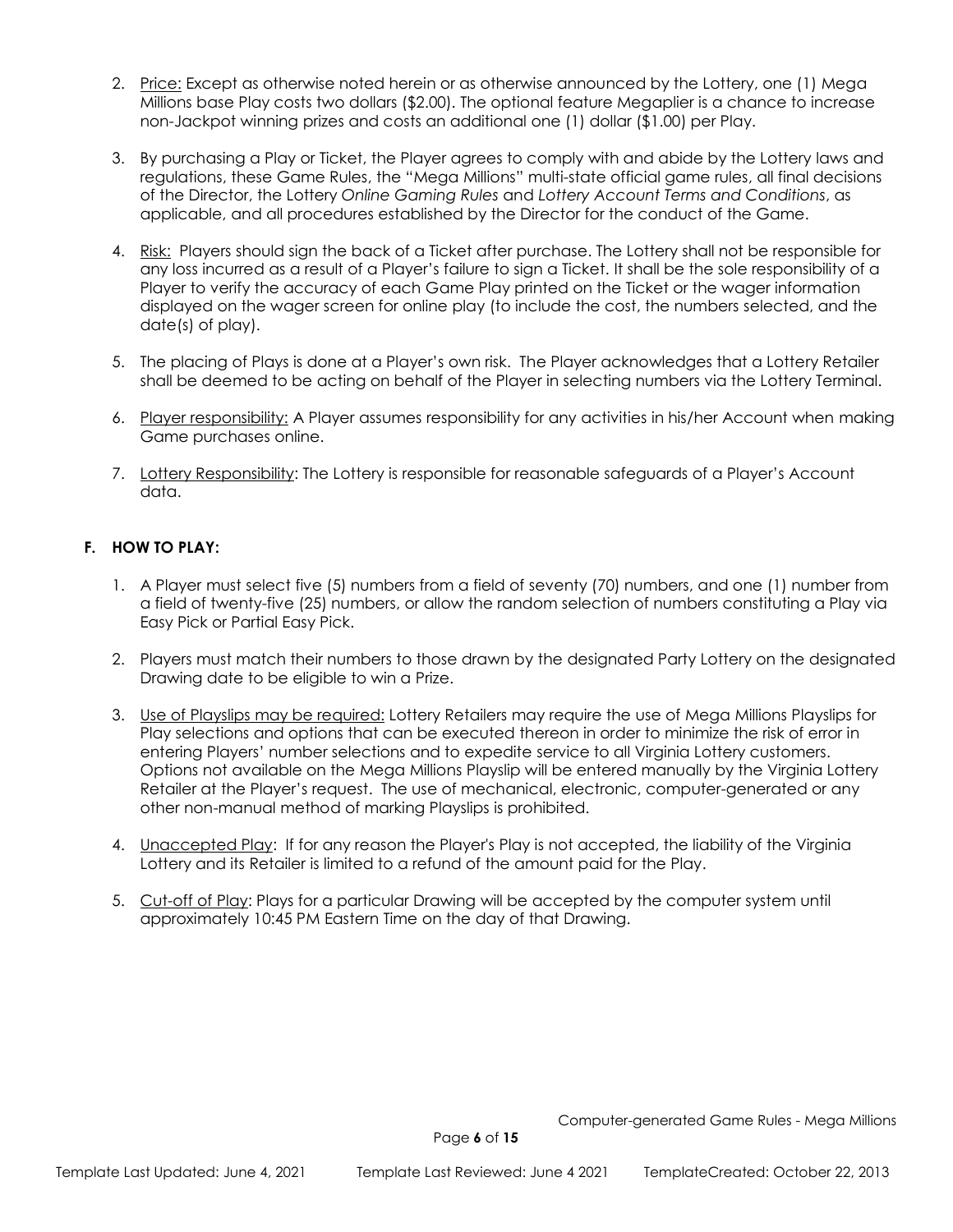2. <u>Price:</u> Except as otherwise noted herein or as otherwise announced by the Lottery, one (1) Mega Millions base Play costs two dollars ($2.00). The optional feature Megaplier is a chance to increase non-Jackpot winning prizes and costs an additional one (1) dollar ($1.00) per Play.

3. By purchasing a Play or Ticket, the Player agrees to comply with and abide by the Lottery laws and regulations, these Game Rules, the "Mega Millions" multi-state official game rules, all final decisions of the Director, the Lottery *Online Gaming Rules* and *Lottery Account Terms and Conditions*, as applicable, and all procedures established by the Director for the conduct of the Game.

4. <u>Risk:</u> Players should sign the back of a Ticket after purchase. The Lottery shall not be responsible for any loss incurred as a result of a Player's failure to sign a Ticket. It shall be the sole responsibility of a Player to verify the accuracy of each Game Play printed on the Ticket or the wager information displayed on the wager screen for online play (to include the cost, the numbers selected, and the date(s) of play).

5. The placing of Plays is done at a Player's own risk. The Player acknowledges that a Lottery Retailer shall be deemed to be acting on behalf of the Player in selecting numbers via the Lottery Terminal.

6. <u>Player responsibility:</u> A Player assumes responsibility for any activities in his/her Account when making Game purchases online.

7. <u>Lottery Responsibility</u>: The Lottery is responsible for reasonable safeguards of a Player's Account data.

### F. HOW TO PLAY:

1. A Player must select five (5) numbers from a field of seventy (70) numbers, and one (1) number from a field of twenty-five (25) numbers, or allow the random selection of numbers constituting a Play via Easy Pick or Partial Easy Pick.

2. Players must match their numbers to those drawn by the designated Party Lottery on the designated Drawing date to be eligible to win a Prize.

3. <u>Use of Playslips may be required:</u> Lottery Retailers may require the use of Mega Millions Playslips for Play selections and options that can be executed thereon in order to minimize the risk of error in entering Players' number selections and to expedite service to all Virginia Lottery customers. Options not available on the Mega Millions Playslip will be entered manually by the Virginia Lottery Retailer at the Player's request. The use of mechanical, electronic, computer-generated or any other non-manual method of marking Playslips is prohibited.

4. <u>Unaccepted Play</u>: If for any reason the Player's Play is not accepted, the liability of the Virginia Lottery and its Retailer is limited to a refund of the amount paid for the Play.

5. <u>Cut-off of Play</u>: Plays for a particular Drawing will be accepted by the computer system until approximately 10:45 PM Eastern Time on the day of that Drawing.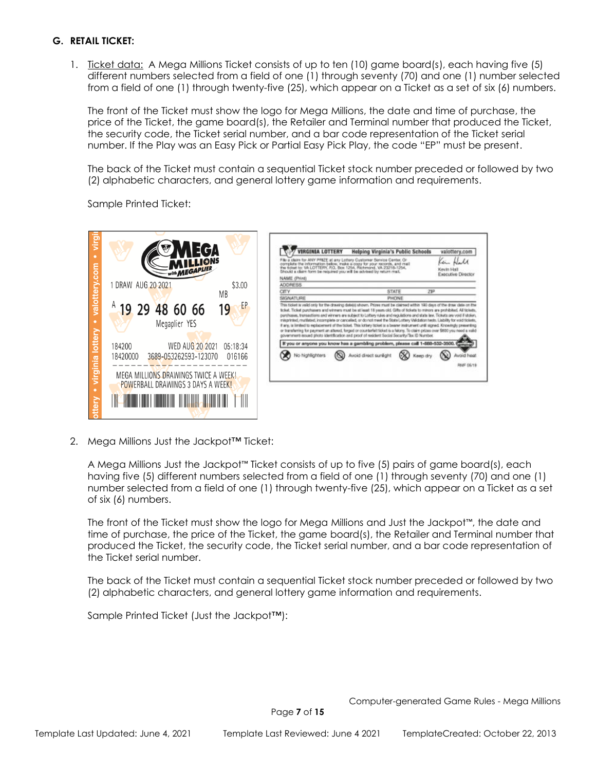**G. RETAIL TICKET:**

1. Ticket data: A Mega Millions Ticket consists of up to ten (10) game board(s), each having five (5) different numbers selected from a field of one (1) through seventy (70) and one (1) number selected from a field of one (1) through twenty-five (25), which appear on a Ticket as a set of six (6) numbers.

   The front of the Ticket must show the logo for Mega Millions, the date and time of purchase, the price of the Ticket, the game board(s), the Retailer and Terminal number that produced the Ticket, the security code, the Ticket serial number, and a bar code representation of the Ticket serial number. If the Play was an Easy Pick or Partial Easy Pick Play, the code "EP" must be present.

   The back of the Ticket must contain a sequential Ticket stock number preceded or followed by two (2) alphabetic characters, and general lottery game information and requirements.

   Sample Printed Ticket:

2. Mega Millions Just the Jackpot™ Ticket:

   A Mega Millions Just the Jackpot™ Ticket consists of up to five (5) pairs of game board(s), each having five (5) different numbers selected from a field of one (1) through seventy (70) and one (1) number selected from a field of one (1) through twenty-five (25), which appear on a Ticket as a set of six (6) numbers.

   The front of the Ticket must show the logo for Mega Millions and Just the Jackpot™, the date and time of purchase, the price of the Ticket, the game board(s), the Retailer and Terminal number that produced the Ticket, the security code, the Ticket serial number, and a bar code representation of the Ticket serial number.

   The back of the Ticket must contain a sequential Ticket stock number preceded or followed by two (2) alphabetic characters, and general lottery game information and requirements.

   Sample Printed Ticket (Just the Jackpot™):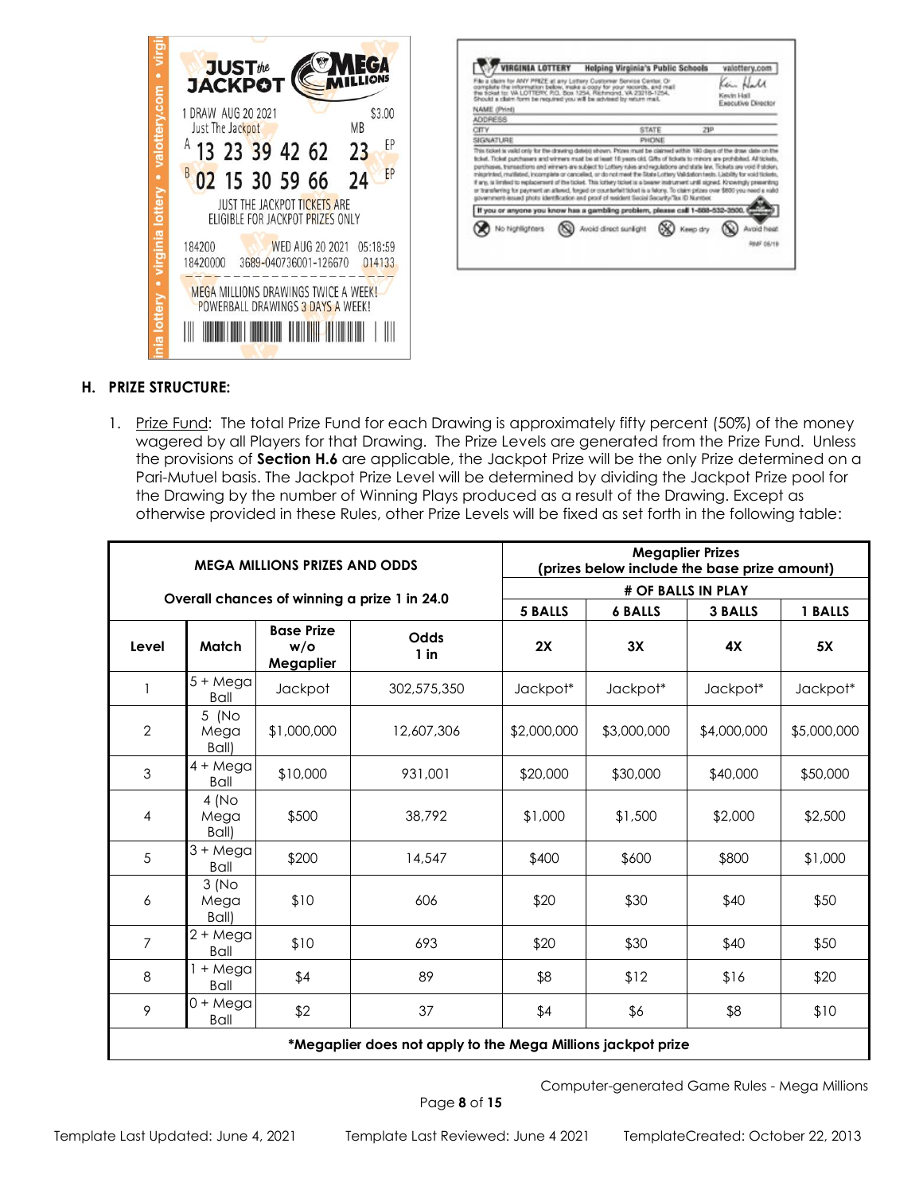JUST the JACKPOT MEGA MILLIONS

1 DRAW AUG 20 2021 $3.00
Just The Jackpot MB
A 13 23 39 42 62 23 EP
B 02 15 30 59 66 24 EP
JUST THE JACKPOT TICKETS ARE
ELIGIBLE FOR JACKPOT PRIZES ONLY

184200 WED AUG 20 2021 05:18:59
18420000 3689-040736001-126670 014133

MEGA MILLIONS DRAWINGS TWICE A WEEK!
POWERBALL DRAWINGS 3 DAYS A WEEK!

## H. PRIZE STRUCTURE:

1. Prize Fund: The total Prize Fund for each Drawing is approximately fifty percent (50%) of the money wagered by all Players for that Drawing. The Prize Levels are generated from the Prize Fund. Unless the provisions of **Section H.6** are applicable, the Jackpot Prize will be the only Prize determined on a Pari-Mutuel basis. The Jackpot Prize Level will be determined by dividing the Jackpot Prize pool for the Drawing by the number of Winning Plays produced as a result of the Drawing. Except as otherwise provided in these Rules, other Prize Levels will be fixed as set forth in the following table:

| MEGA MILLIONS PRIZES AND ODDS<br>Overall chances of winning a prize 1 in 24.0 | | | | Megaplier Prizes (prizes below include the base prize amount) | | | |
|---|---|---|---|---|---|---|---|
| | | | | # OF BALLS IN PLAY | | | |
| | | | | 5 BALLS | 6 BALLS | 3 BALLS | 1 BALLS |
| **Level** | **Match** | **Base Prize w/o Megaplier** | **Odds 1 in** | **2X** | **3X** | **4X** | **5X** |
| 1 | 5 + Mega Ball | Jackpot | 302,575,350 | Jackpot* | Jackpot* | Jackpot* | Jackpot* |
| 2 | 5 (No Mega Ball) | $1,000,000 | 12,607,306 | $2,000,000 | $3,000,000 | $4,000,000 | $5,000,000 |
| 3 | 4 + Mega Ball | $10,000 | 931,001 | $20,000 | $30,000 | $40,000 | $50,000 |
| 4 | 4 (No Mega Ball) | $500 | 38,792 | $1,000 | $1,500 | $2,000 | $2,500 |
| 5 | 3 + Mega Ball | $200 | 14,547 | $400 | $600 | $800 | $1,000 |
| 6 | 3 (No Mega Ball) | $10 | 606 | $20 | $30 | $40 | $50 |
| 7 | 2 + Mega Ball | $10 | 693 | $20 | $30 | $40 | $50 |
| 8 | 1 + Mega Ball | $4 | 89 | $8 | $12 | $16 | $20 |
| 9 | 0 + Mega Ball | $2 | 37 | $4 | $6 | $8 | $10 |
| **\*Megaplier does not apply to the Mega Millions jackpot prize** | | | | | | | |

Computer-generated Game Rules - Mega Millions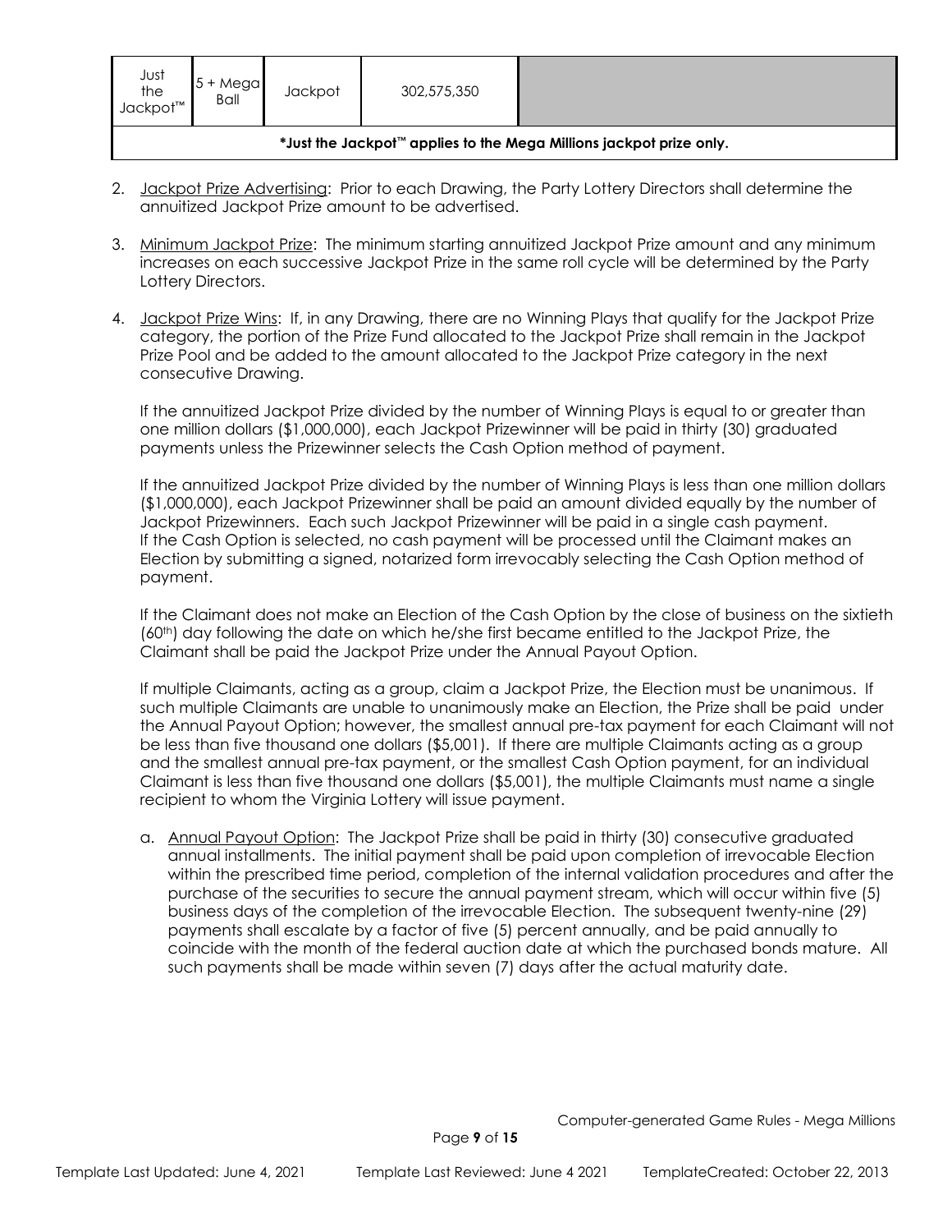| Just the Jackpot™ | 5 + Mega Ball | Jackpot | 302,575,350 | |
|---|---|---|---|---|
| **\*Just the Jackpot™ applies to the Mega Millions jackpot prize only.** | | | | |

2. Jackpot Prize Advertising: Prior to each Drawing, the Party Lottery Directors shall determine the annuitized Jackpot Prize amount to be advertised.

3. Minimum Jackpot Prize: The minimum starting annuitized Jackpot Prize amount and any minimum increases on each successive Jackpot Prize in the same roll cycle will be determined by the Party Lottery Directors.

4. Jackpot Prize Wins: If, in any Drawing, there are no Winning Plays that qualify for the Jackpot Prize category, the portion of the Prize Fund allocated to the Jackpot Prize shall remain in the Jackpot Prize Pool and be added to the amount allocated to the Jackpot Prize category in the next consecutive Drawing.

   If the annuitized Jackpot Prize divided by the number of Winning Plays is equal to or greater than one million dollars ($1,000,000), each Jackpot Prizewinner will be paid in thirty (30) graduated payments unless the Prizewinner selects the Cash Option method of payment.

   If the annuitized Jackpot Prize divided by the number of Winning Plays is less than one million dollars ($1,000,000), each Jackpot Prizewinner shall be paid an amount divided equally by the number of Jackpot Prizewinners. Each such Jackpot Prizewinner will be paid in a single cash payment. If the Cash Option is selected, no cash payment will be processed until the Claimant makes an Election by submitting a signed, notarized form irrevocably selecting the Cash Option method of payment.

   If the Claimant does not make an Election of the Cash Option by the close of business on the sixtieth (60th) day following the date on which he/she first became entitled to the Jackpot Prize, the Claimant shall be paid the Jackpot Prize under the Annual Payout Option.

   If multiple Claimants, acting as a group, claim a Jackpot Prize, the Election must be unanimous. If such multiple Claimants are unable to unanimously make an Election, the Prize shall be paid under the Annual Payout Option; however, the smallest annual pre-tax payment for each Claimant will not be less than five thousand one dollars ($5,001). If there are multiple Claimants acting as a group and the smallest annual pre-tax payment, or the smallest Cash Option payment, for an individual Claimant is less than five thousand one dollars ($5,001), the multiple Claimants must name a single recipient to whom the Virginia Lottery will issue payment.

   a. Annual Payout Option: The Jackpot Prize shall be paid in thirty (30) consecutive graduated annual installments. The initial payment shall be paid upon completion of irrevocable Election within the prescribed time period, completion of the internal validation procedures and after the purchase of the securities to secure the annual payment stream, which will occur within five (5) business days of the completion of the irrevocable Election. The subsequent twenty-nine (29) payments shall escalate by a factor of five (5) percent annually, and be paid annually to coincide with the month of the federal auction date at which the purchased bonds mature. All such payments shall be made within seven (7) days after the actual maturity date.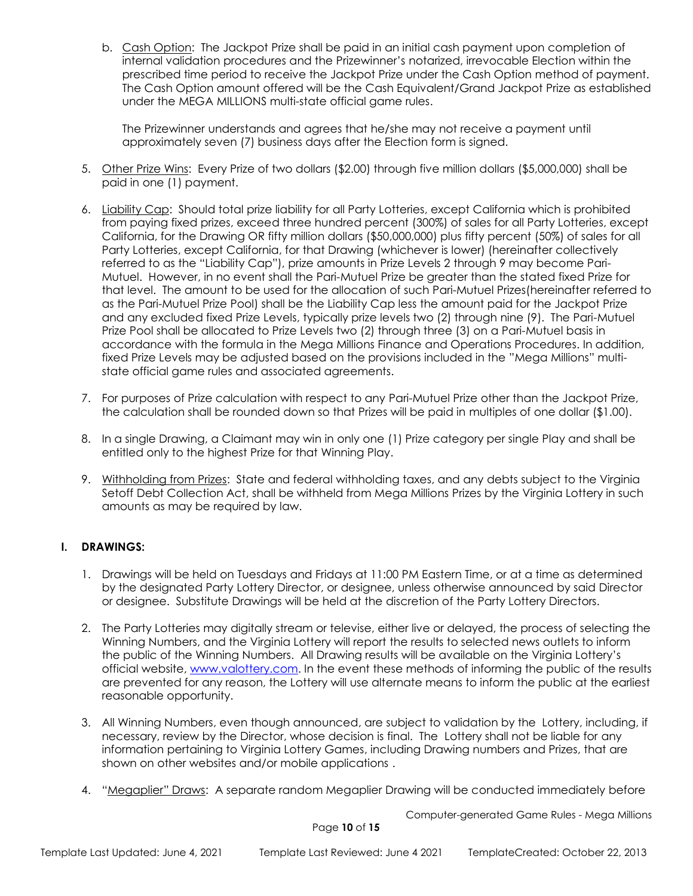b. Cash Option: The Jackpot Prize shall be paid in an initial cash payment upon completion of internal validation procedures and the Prizewinner's notarized, irrevocable Election within the prescribed time period to receive the Jackpot Prize under the Cash Option method of payment. The Cash Option amount offered will be the Cash Equivalent/Grand Jackpot Prize as established under the MEGA MILLIONS multi-state official game rules.

   The Prizewinner understands and agrees that he/she may not receive a payment until approximately seven (7) business days after the Election form is signed.

5. Other Prize Wins: Every Prize of two dollars ($2.00) through five million dollars ($5,000,000) shall be paid in one (1) payment.

6. Liability Cap: Should total prize liability for all Party Lotteries, except California which is prohibited from paying fixed prizes, exceed three hundred percent (300%) of sales for all Party Lotteries, except California, for the Drawing OR fifty million dollars ($50,000,000) plus fifty percent (50%) of sales for all Party Lotteries, except California, for that Drawing (whichever is lower) (hereinafter collectively referred to as the "Liability Cap"), prize amounts in Prize Levels 2 through 9 may become Pari-Mutuel. However, in no event shall the Pari-Mutuel Prize be greater than the stated fixed Prize for that level. The amount to be used for the allocation of such Pari-Mutuel Prizes(hereinafter referred to as the Pari-Mutuel Prize Pool) shall be the Liability Cap less the amount paid for the Jackpot Prize and any excluded fixed Prize Levels, typically prize levels two (2) through nine (9). The Pari-Mutuel Prize Pool shall be allocated to Prize Levels two (2) through three (3) on a Pari-Mutuel basis in accordance with the formula in the Mega Millions Finance and Operations Procedures. In addition, fixed Prize Levels may be adjusted based on the provisions included in the "Mega Millions" multi-state official game rules and associated agreements.

7. For purposes of Prize calculation with respect to any Pari-Mutuel Prize other than the Jackpot Prize, the calculation shall be rounded down so that Prizes will be paid in multiples of one dollar ($1.00).

8. In a single Drawing, a Claimant may win in only one (1) Prize category per single Play and shall be entitled only to the highest Prize for that Winning Play.

9. Withholding from Prizes: State and federal withholding taxes, and any debts subject to the Virginia Setoff Debt Collection Act, shall be withheld from Mega Millions Prizes by the Virginia Lottery in such amounts as may be required by law.

## I. DRAWINGS:

1. Drawings will be held on Tuesdays and Fridays at 11:00 PM Eastern Time, or at a time as determined by the designated Party Lottery Director, or designee, unless otherwise announced by said Director or designee. Substitute Drawings will be held at the discretion of the Party Lottery Directors.

2. The Party Lotteries may digitally stream or televise, either live or delayed, the process of selecting the Winning Numbers, and the Virginia Lottery will report the results to selected news outlets to inform the public of the Winning Numbers. All Drawing results will be available on the Virginia Lottery's official website, www.valottery.com. In the event these methods of informing the public of the results are prevented for any reason, the Lottery will use alternate means to inform the public at the earliest reasonable opportunity.

3. All Winning Numbers, even though announced, are subject to validation by the Lottery, including, if necessary, review by the Director, whose decision is final. The Lottery shall not be liable for any information pertaining to Virginia Lottery Games, including Drawing numbers and Prizes, that are shown on other websites and/or mobile applications .

4. "Megaplier" Draws: A separate random Megaplier Drawing will be conducted immediately before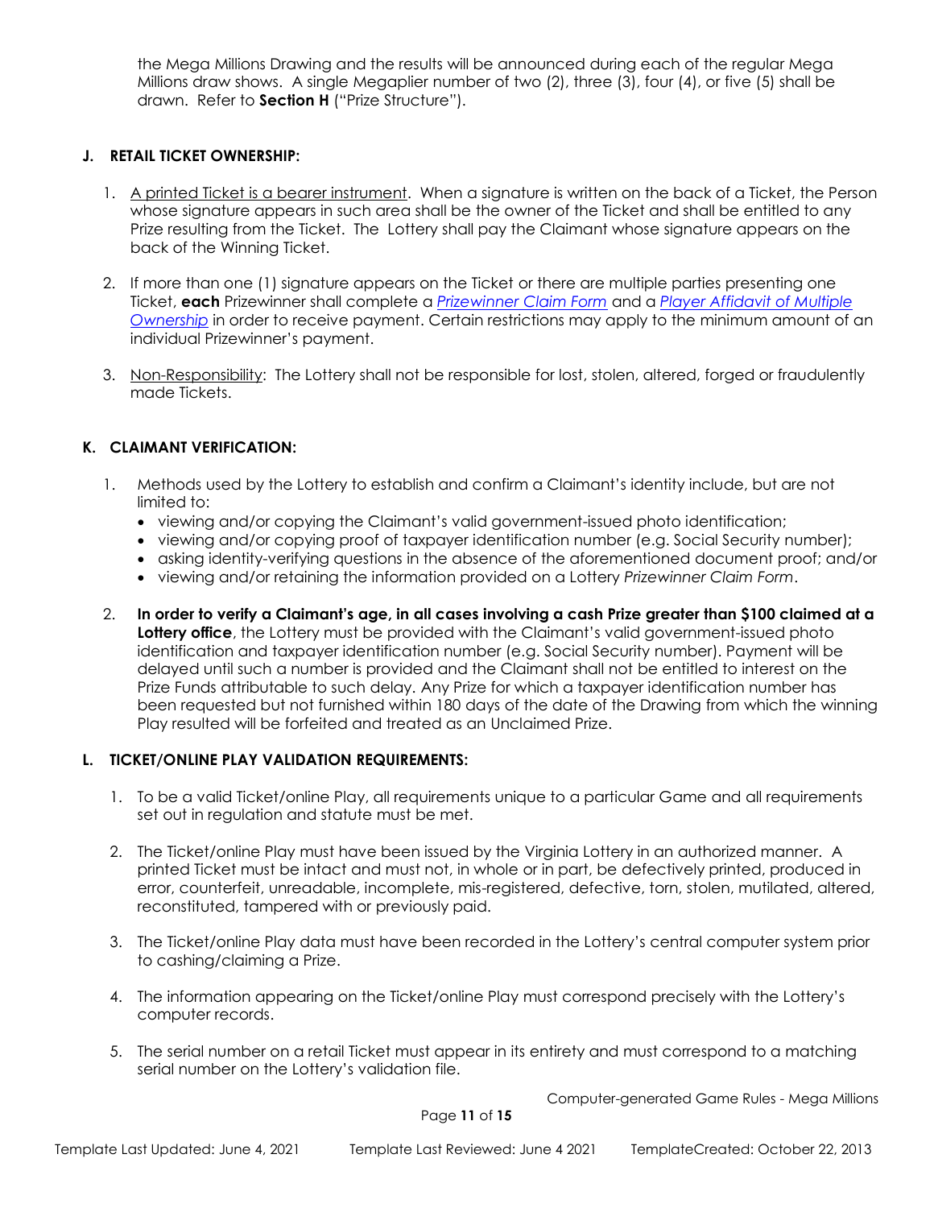the Mega Millions Drawing and the results will be announced during each of the regular Mega Millions draw shows. A single Megaplier number of two (2), three (3), four (4), or five (5) shall be drawn. Refer to **Section H** ("Prize Structure").

## J. RETAIL TICKET OWNERSHIP:

1. A printed Ticket is a bearer instrument. When a signature is written on the back of a Ticket, the Person whose signature appears in such area shall be the owner of the Ticket and shall be entitled to any Prize resulting from the Ticket. The Lottery shall pay the Claimant whose signature appears on the back of the Winning Ticket.

2. If more than one (1) signature appears on the Ticket or there are multiple parties presenting one Ticket, **each** Prizewinner shall complete a *Prizewinner Claim Form* and a *Player Affidavit of Multiple Ownership* in order to receive payment. Certain restrictions may apply to the minimum amount of an individual Prizewinner's payment.

3. Non-Responsibility: The Lottery shall not be responsible for lost, stolen, altered, forged or fraudulently made Tickets.

## K. CLAIMANT VERIFICATION:

1. Methods used by the Lottery to establish and confirm a Claimant's identity include, but are not limited to:
   - viewing and/or copying the Claimant's valid government-issued photo identification;
   - viewing and/or copying proof of taxpayer identification number (e.g. Social Security number);
   - asking identity-verifying questions in the absence of the aforementioned document proof; and/or
   - viewing and/or retaining the information provided on a Lottery *Prizewinner Claim Form*.

2. **In order to verify a Claimant's age, in all cases involving a cash Prize greater than $100 claimed at a Lottery office**, the Lottery must be provided with the Claimant's valid government-issued photo identification and taxpayer identification number (e.g. Social Security number). Payment will be delayed until such a number is provided and the Claimant shall not be entitled to interest on the Prize Funds attributable to such delay. Any Prize for which a taxpayer identification number has been requested but not furnished within 180 days of the date of the Drawing from which the winning Play resulted will be forfeited and treated as an Unclaimed Prize.

## L. TICKET/ONLINE PLAY VALIDATION REQUIREMENTS:

1. To be a valid Ticket/online Play, all requirements unique to a particular Game and all requirements set out in regulation and statute must be met.

2. The Ticket/online Play must have been issued by the Virginia Lottery in an authorized manner. A printed Ticket must be intact and must not, in whole or in part, be defectively printed, produced in error, counterfeit, unreadable, incomplete, mis-registered, defective, torn, stolen, mutilated, altered, reconstituted, tampered with or previously paid.

3. The Ticket/online Play data must have been recorded in the Lottery's central computer system prior to cashing/claiming a Prize.

4. The information appearing on the Ticket/online Play must correspond precisely with the Lottery's computer records.

5. The serial number on a retail Ticket must appear in its entirety and must correspond to a matching serial number on the Lottery's validation file.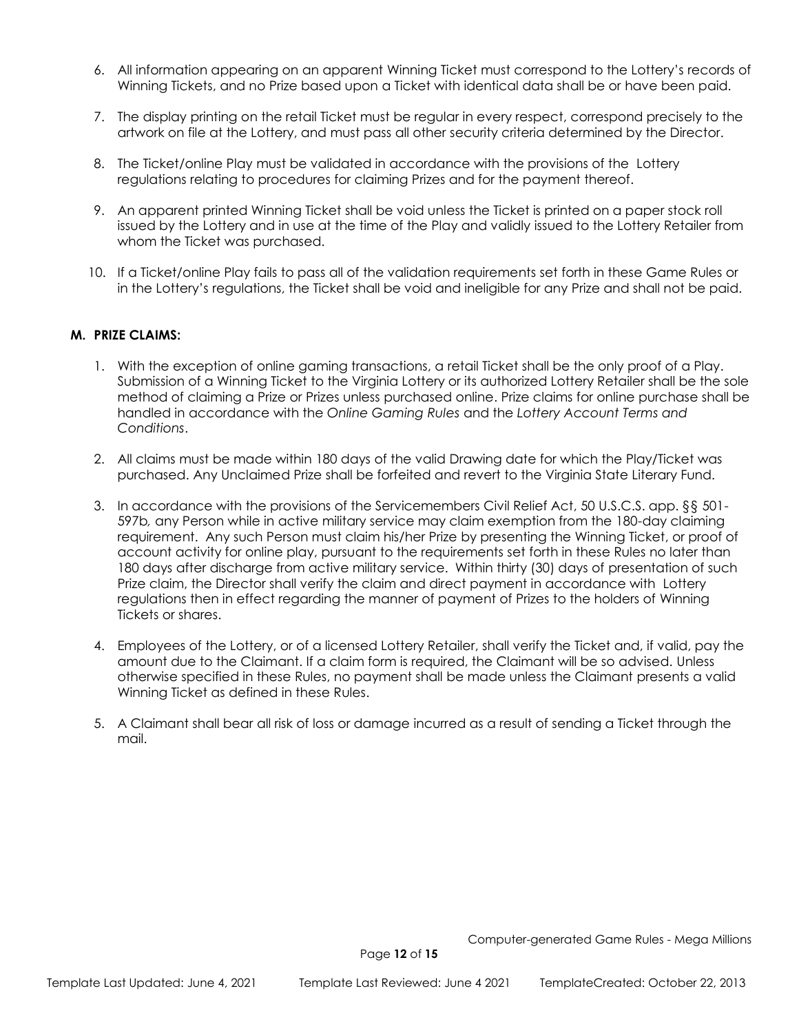6. All information appearing on an apparent Winning Ticket must correspond to the Lottery's records of Winning Tickets, and no Prize based upon a Ticket with identical data shall be or have been paid.
7. The display printing on the retail Ticket must be regular in every respect, correspond precisely to the artwork on file at the Lottery, and must pass all other security criteria determined by the Director.
8. The Ticket/online Play must be validated in accordance with the provisions of the Lottery regulations relating to procedures for claiming Prizes and for the payment thereof.
9. An apparent printed Winning Ticket shall be void unless the Ticket is printed on a paper stock roll issued by the Lottery and in use at the time of the Play and validly issued to the Lottery Retailer from whom the Ticket was purchased.
10. If a Ticket/online Play fails to pass all of the validation requirements set forth in these Game Rules or in the Lottery's regulations, the Ticket shall be void and ineligible for any Prize and shall not be paid.

**M. PRIZE CLAIMS:**

1. With the exception of online gaming transactions, a retail Ticket shall be the only proof of a Play. Submission of a Winning Ticket to the Virginia Lottery or its authorized Lottery Retailer shall be the sole method of claiming a Prize or Prizes unless purchased online. Prize claims for online purchase shall be handled in accordance with the *Online Gaming Rules* and the *Lottery Account Terms and Conditions*.
2. All claims must be made within 180 days of the valid Drawing date for which the Play/Ticket was purchased. Any Unclaimed Prize shall be forfeited and revert to the Virginia State Literary Fund.
3. In accordance with the provisions of the Servicemembers Civil Relief Act, 50 U.S.C.S. app. §§ 501-597b*,* any Person while in active military service may claim exemption from the 180-day claiming requirement. Any such Person must claim his/her Prize by presenting the Winning Ticket, or proof of account activity for online play, pursuant to the requirements set forth in these Rules no later than 180 days after discharge from active military service. Within thirty (30) days of presentation of such Prize claim, the Director shall verify the claim and direct payment in accordance with Lottery regulations then in effect regarding the manner of payment of Prizes to the holders of Winning Tickets or shares.
4. Employees of the Lottery, or of a licensed Lottery Retailer, shall verify the Ticket and, if valid, pay the amount due to the Claimant. If a claim form is required, the Claimant will be so advised. Unless otherwise specified in these Rules, no payment shall be made unless the Claimant presents a valid Winning Ticket as defined in these Rules.
5. A Claimant shall bear all risk of loss or damage incurred as a result of sending a Ticket through the mail.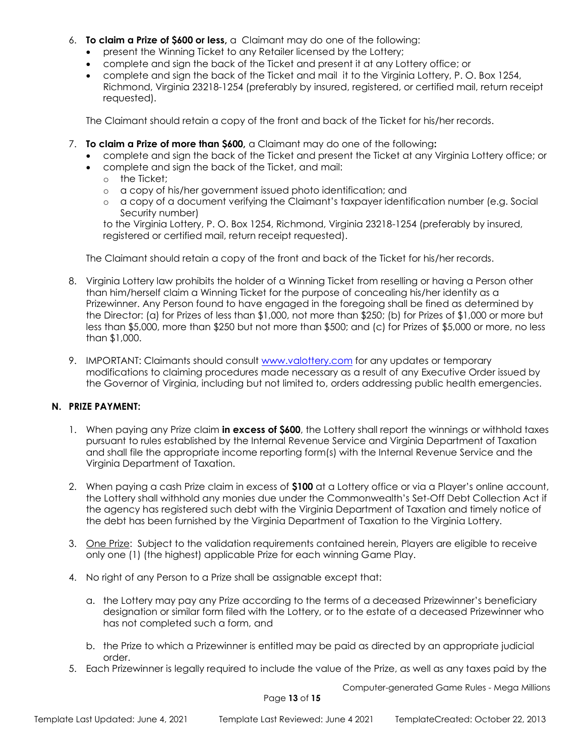6. **To claim a Prize of $600 or less,** a Claimant may do one of the following:
   - present the Winning Ticket to any Retailer licensed by the Lottery;
   - complete and sign the back of the Ticket and present it at any Lottery office; or
   - complete and sign the back of the Ticket and mail it to the Virginia Lottery, P. O. Box 1254, Richmond, Virginia 23218-1254 (preferably by insured, registered, or certified mail, return receipt requested).

   The Claimant should retain a copy of the front and back of the Ticket for his/her records.

7. **To claim a Prize of more than $600,** a Claimant may do one of the following**:**
   - complete and sign the back of the Ticket and present the Ticket at any Virginia Lottery office; or
   - complete and sign the back of the Ticket, and mail:
     - the Ticket;
     - a copy of his/her government issued photo identification; and
     - a copy of a document verifying the Claimant's taxpayer identification number (e.g. Social Security number)

     to the Virginia Lottery, P. O. Box 1254, Richmond, Virginia 23218-1254 (preferably by insured, registered or certified mail, return receipt requested).

   The Claimant should retain a copy of the front and back of the Ticket for his/her records.

8. Virginia Lottery law prohibits the holder of a Winning Ticket from reselling or having a Person other than him/herself claim a Winning Ticket for the purpose of concealing his/her identity as a Prizewinner. Any Person found to have engaged in the foregoing shall be fined as determined by the Director: (a) for Prizes of less than $1,000, not more than $250; (b) for Prizes of $1,000 or more but less than $5,000, more than $250 but not more than $500; and (c) for Prizes of $5,000 or more, no less than $1,000.

9. IMPORTANT: Claimants should consult www.valottery.com for any updates or temporary modifications to claiming procedures made necessary as a result of any Executive Order issued by the Governor of Virginia, including but not limited to, orders addressing public health emergencies.

## N. PRIZE PAYMENT:

1. When paying any Prize claim **in excess of $600**, the Lottery shall report the winnings or withhold taxes pursuant to rules established by the Internal Revenue Service and Virginia Department of Taxation and shall file the appropriate income reporting form(s) with the Internal Revenue Service and the Virginia Department of Taxation.

2. When paying a cash Prize claim in excess of **$100** at a Lottery office or via a Player's online account, the Lottery shall withhold any monies due under the Commonwealth's Set-Off Debt Collection Act if the agency has registered such debt with the Virginia Department of Taxation and timely notice of the debt has been furnished by the Virginia Department of Taxation to the Virginia Lottery.

3. One Prize: Subject to the validation requirements contained herein, Players are eligible to receive only one (1) (the highest) applicable Prize for each winning Game Play.

4. No right of any Person to a Prize shall be assignable except that:

   a. the Lottery may pay any Prize according to the terms of a deceased Prizewinner's beneficiary designation or similar form filed with the Lottery, or to the estate of a deceased Prizewinner who has not completed such a form, and

   b. the Prize to which a Prizewinner is entitled may be paid as directed by an appropriate judicial order.

5. Each Prizewinner is legally required to include the value of the Prize, as well as any taxes paid by the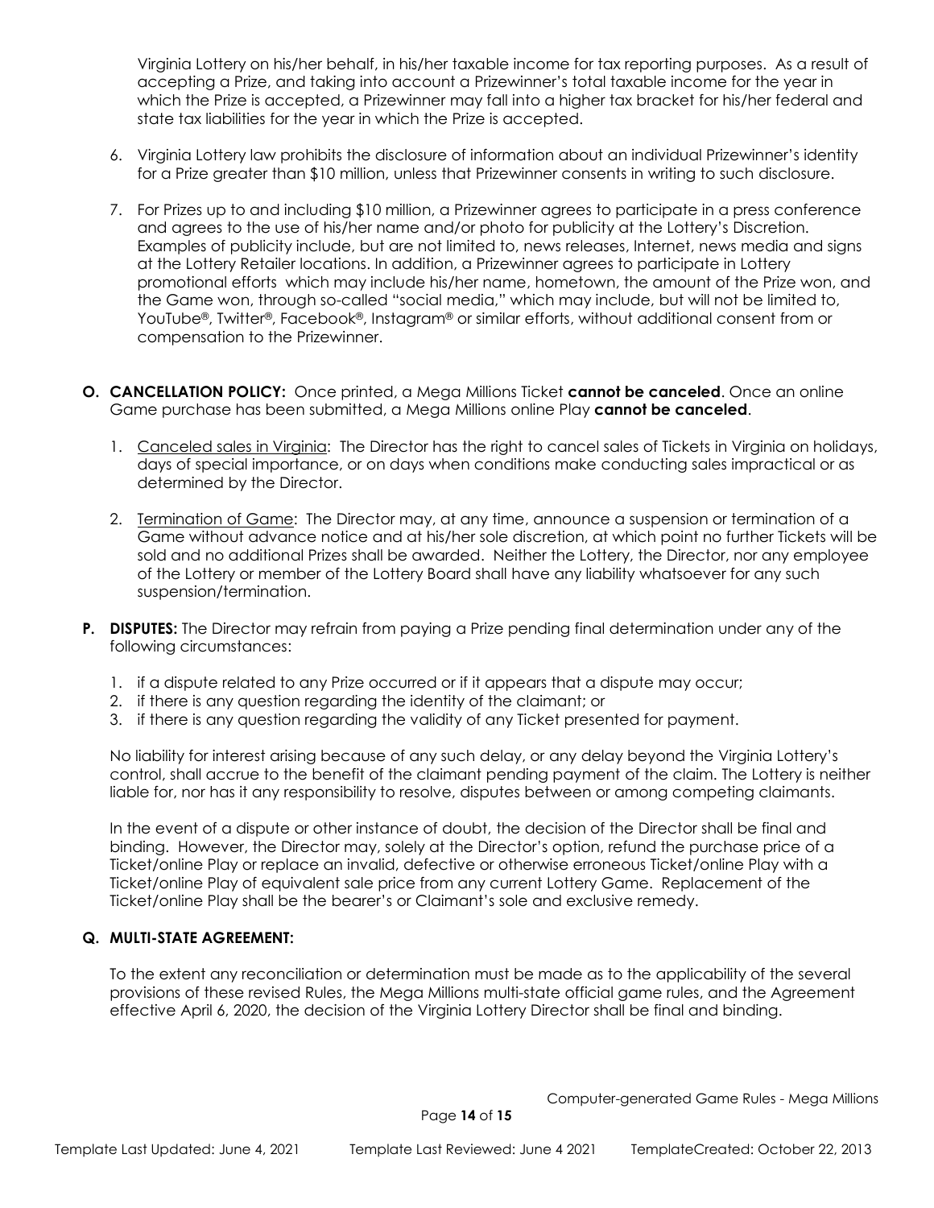Virginia Lottery on his/her behalf, in his/her taxable income for tax reporting purposes. As a result of accepting a Prize, and taking into account a Prizewinner's total taxable income for the year in which the Prize is accepted, a Prizewinner may fall into a higher tax bracket for his/her federal and state tax liabilities for the year in which the Prize is accepted.

6. Virginia Lottery law prohibits the disclosure of information about an individual Prizewinner's identity for a Prize greater than $10 million, unless that Prizewinner consents in writing to such disclosure.

7. For Prizes up to and including $10 million, a Prizewinner agrees to participate in a press conference and agrees to the use of his/her name and/or photo for publicity at the Lottery's Discretion. Examples of publicity include, but are not limited to, news releases, Internet, news media and signs at the Lottery Retailer locations. In addition, a Prizewinner agrees to participate in Lottery promotional efforts which may include his/her name, hometown, the amount of the Prize won, and the Game won, through so-called "social media," which may include, but will not be limited to, YouTube®, Twitter®, Facebook®, Instagram® or similar efforts, without additional consent from or compensation to the Prizewinner.

**O. CANCELLATION POLICY:** Once printed, a Mega Millions Ticket **cannot be canceled**. Once an online Game purchase has been submitted, a Mega Millions online Play **cannot be canceled**.

1. Canceled sales in Virginia: The Director has the right to cancel sales of Tickets in Virginia on holidays, days of special importance, or on days when conditions make conducting sales impractical or as determined by the Director.

2. Termination of Game: The Director may, at any time, announce a suspension or termination of a Game without advance notice and at his/her sole discretion, at which point no further Tickets will be sold and no additional Prizes shall be awarded. Neither the Lottery, the Director, nor any employee of the Lottery or member of the Lottery Board shall have any liability whatsoever for any such suspension/termination.

**P. DISPUTES:** The Director may refrain from paying a Prize pending final determination under any of the following circumstances:

1. if a dispute related to any Prize occurred or if it appears that a dispute may occur;
2. if there is any question regarding the identity of the claimant; or
3. if there is any question regarding the validity of any Ticket presented for payment.

No liability for interest arising because of any such delay, or any delay beyond the Virginia Lottery's control, shall accrue to the benefit of the claimant pending payment of the claim. The Lottery is neither liable for, nor has it any responsibility to resolve, disputes between or among competing claimants.

In the event of a dispute or other instance of doubt, the decision of the Director shall be final and binding. However, the Director may, solely at the Director's option, refund the purchase price of a Ticket/online Play or replace an invalid, defective or otherwise erroneous Ticket/online Play with a Ticket/online Play of equivalent sale price from any current Lottery Game. Replacement of the Ticket/online Play shall be the bearer's or Claimant's sole and exclusive remedy.

**Q. MULTI-STATE AGREEMENT:**

To the extent any reconciliation or determination must be made as to the applicability of the several provisions of these revised Rules, the Mega Millions multi-state official game rules, and the Agreement effective April 6, 2020, the decision of the Virginia Lottery Director shall be final and binding.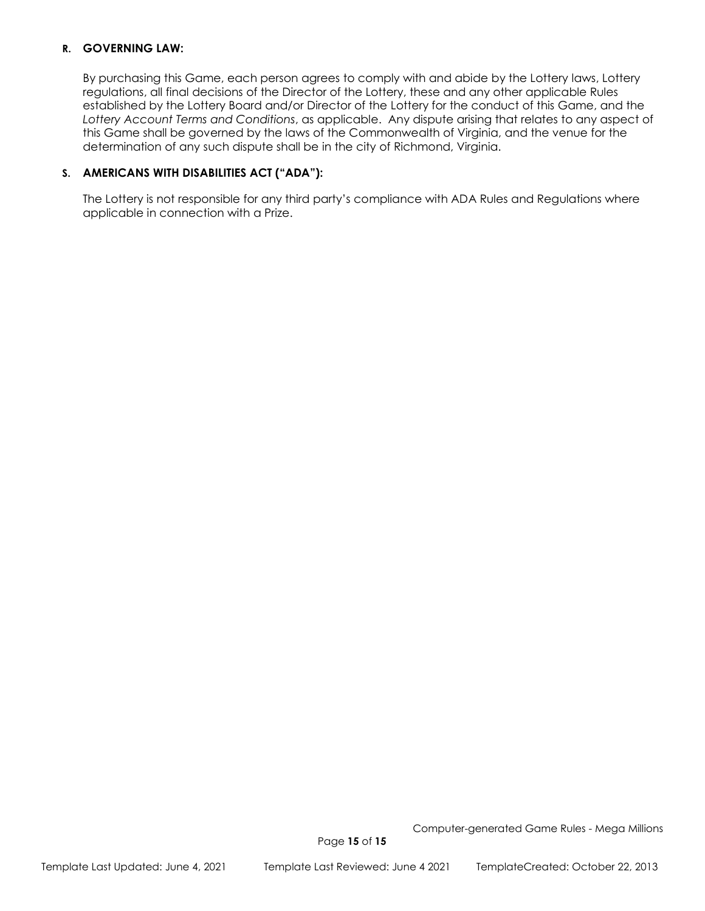### R. GOVERNING LAW:

By purchasing this Game, each person agrees to comply with and abide by the Lottery laws, Lottery regulations, all final decisions of the Director of the Lottery, these and any other applicable Rules established by the Lottery Board and/or Director of the Lottery for the conduct of this Game, and the *Lottery Account Terms and Conditions*, as applicable. Any dispute arising that relates to any aspect of this Game shall be governed by the laws of the Commonwealth of Virginia, and the venue for the determination of any such dispute shall be in the city of Richmond, Virginia.

### S. AMERICANS WITH DISABILITIES ACT ("ADA"):

The Lottery is not responsible for any third party's compliance with ADA Rules and Regulations where applicable in connection with a Prize.